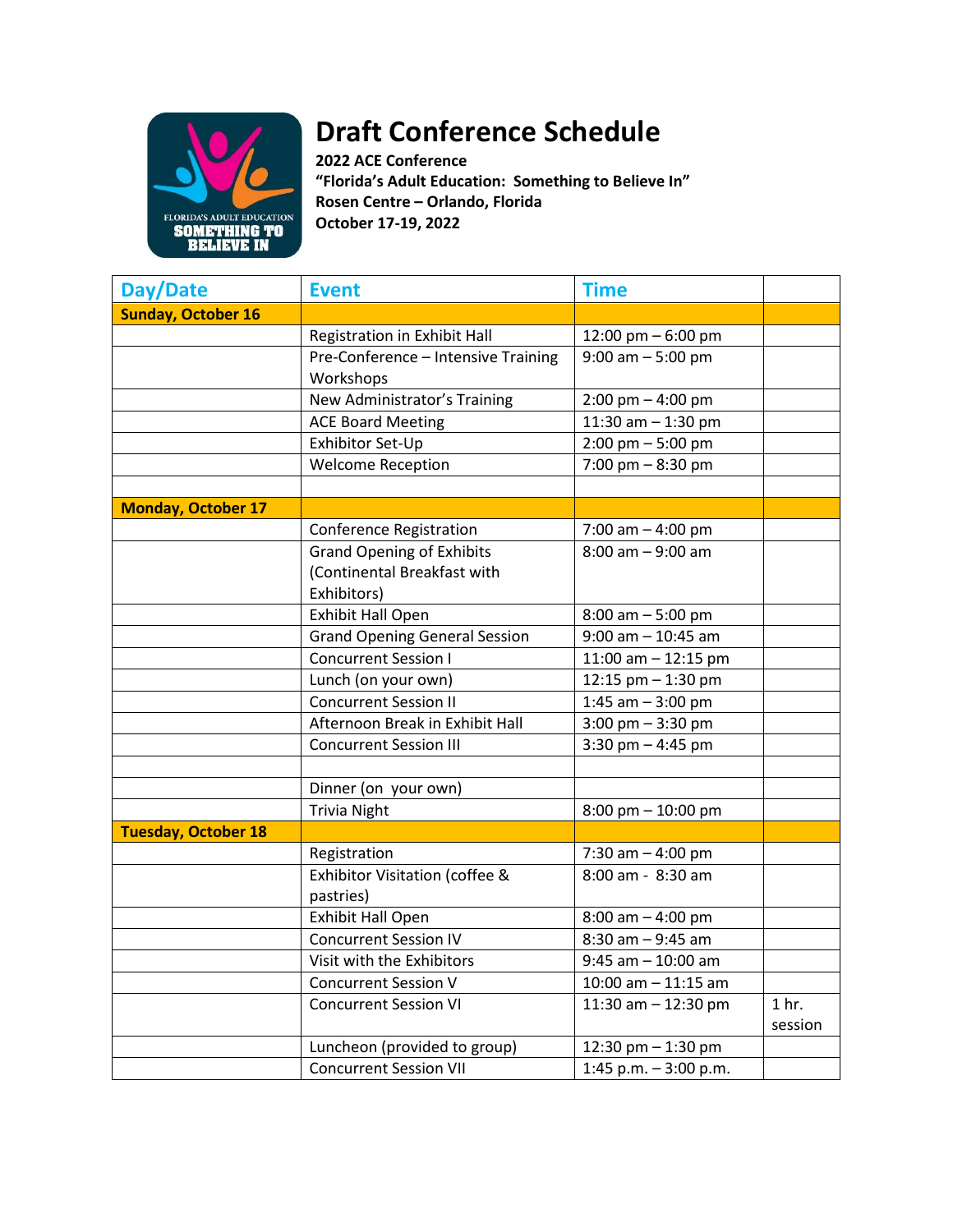# Draft Conference Schedule

**2022 ACE Conference**
**"Florida's Adult Education: Something to Believe In"**
**Rosen Centre – Orlando, Florida**
**October 17-19, 2022**

| Day/Date | Event | Time | |
|---|---|---|---|
| **Sunday, October 16** | | | |
| | Registration in Exhibit Hall | 12:00 pm – 6:00 pm | |
| | Pre-Conference – Intensive Training Workshops | 9:00 am – 5:00 pm | |
| | New Administrator's Training | 2:00 pm – 4:00 pm | |
| | ACE Board Meeting | 11:30 am – 1:30 pm | |
| | Exhibitor Set-Up | 2:00 pm – 5:00 pm | |
| | Welcome Reception | 7:00 pm – 8:30 pm | |
| | | | |
| **Monday, October 17** | | | |
| | Conference Registration | 7:00 am – 4:00 pm | |
| | Grand Opening of Exhibits (Continental Breakfast with Exhibitors) | 8:00 am – 9:00 am | |
| | Exhibit Hall Open | 8:00 am – 5:00 pm | |
| | Grand Opening General Session | 9:00 am – 10:45 am | |
| | Concurrent Session I | 11:00 am – 12:15 pm | |
| | Lunch (on your own) | 12:15 pm – 1:30 pm | |
| | Concurrent Session II | 1:45 am – 3:00 pm | |
| | Afternoon Break in Exhibit Hall | 3:00 pm – 3:30 pm | |
| | Concurrent Session III | 3:30 pm – 4:45 pm | |
| | | | |
| | Dinner (on your own) | | |
| | Trivia Night | 8:00 pm – 10:00 pm | |
| **Tuesday, October 18** | | | |
| | Registration | 7:30 am – 4:00 pm | |
| | Exhibitor Visitation (coffee & pastries) | 8:00 am - 8:30 am | |
| | Exhibit Hall Open | 8:00 am – 4:00 pm | |
| | Concurrent Session IV | 8:30 am – 9:45 am | |
| | Visit with the Exhibitors | 9:45 am – 10:00 am | |
| | Concurrent Session V | 10:00 am – 11:15 am | |
| | Concurrent Session VI | 11:30 am – 12:30 pm | 1 hr. session |
| | Luncheon (provided to group) | 12:30 pm – 1:30 pm | |
| | Concurrent Session VII | 1:45 p.m. – 3:00 p.m. | |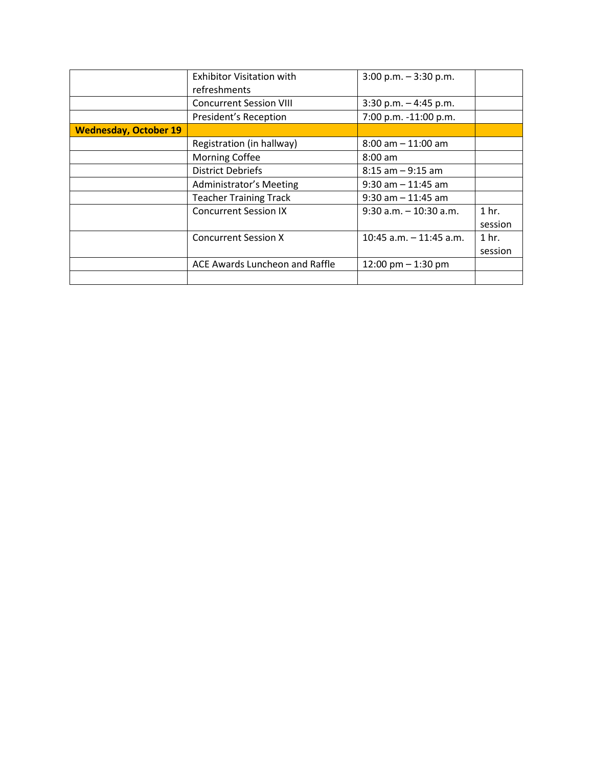| | | | |
|---|---|---|---|
| | Exhibitor Visitation with refreshments | 3:00 p.m. – 3:30 p.m. | |
| | Concurrent Session VIII | 3:30 p.m. – 4:45 p.m. | |
| | President's Reception | 7:00 p.m. -11:00 p.m. | |
| **Wednesday, October 19** | | | |
| | Registration (in hallway) | 8:00 am – 11:00 am | |
| | Morning Coffee | 8:00 am | |
| | District Debriefs | 8:15 am – 9:15 am | |
| | Administrator's Meeting | 9:30 am – 11:45 am | |
| | Teacher Training Track | 9:30 am – 11:45 am | |
| | Concurrent Session IX | 9:30 a.m. – 10:30 a.m. | 1 hr. session |
| | Concurrent Session X | 10:45 a.m. – 11:45 a.m. | 1 hr. session |
| | ACE Awards Luncheon and Raffle | 12:00 pm – 1:30 pm | |
| | | | |